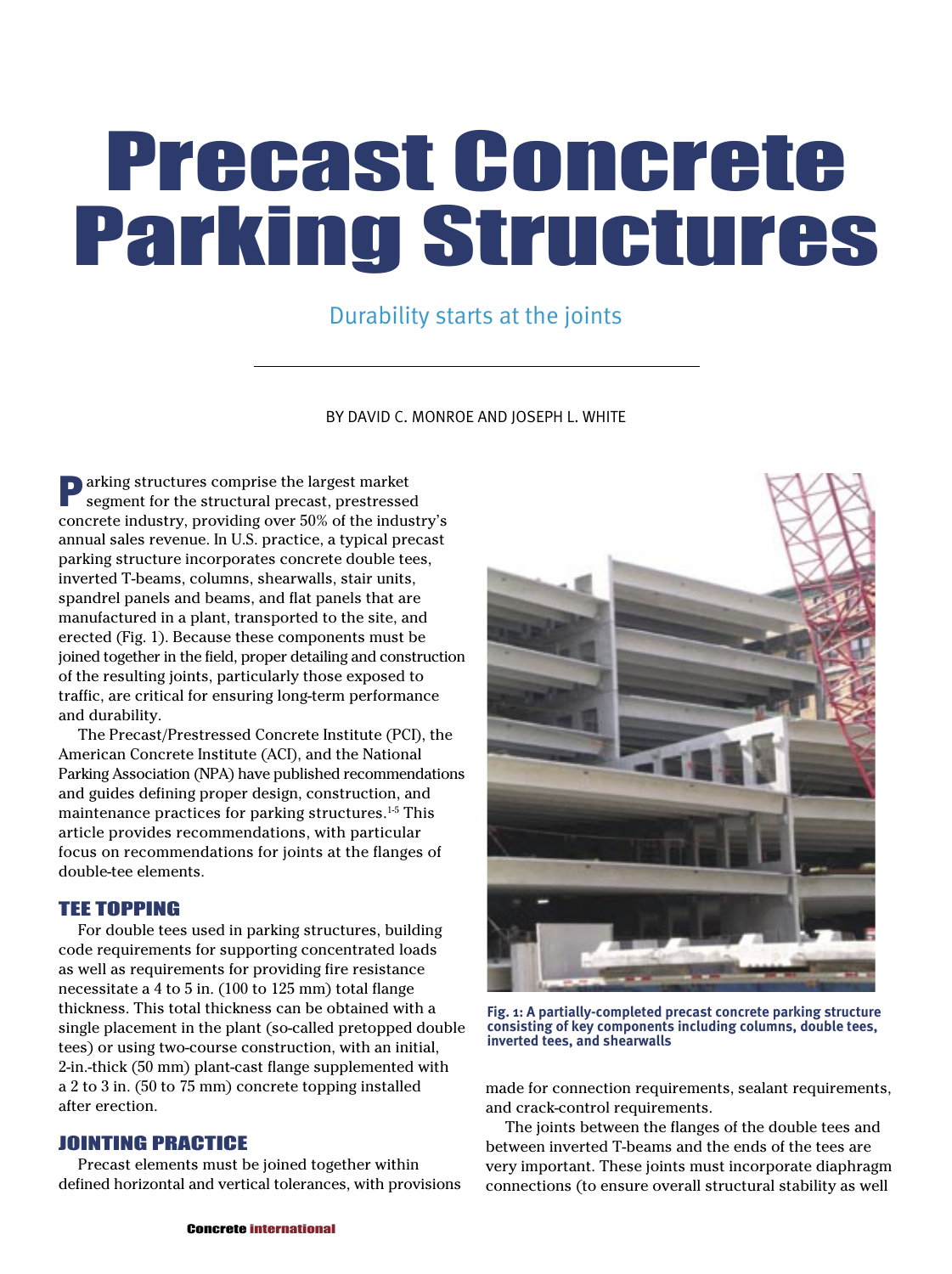# Precast Concrete Parking Structures

## Durability starts at the joints

BY DAVID C. MONROE AND JOSEPH L. WHITE

Parking structures comprise the largest market segment for the structural precast, prestressed concrete industry, providing over 50% of the industry's annual sales revenue. In U.S. practice, a typical precast parking structure incorporates concrete double tees, inverted T-beams, columns, shearwalls, stair units, spandrel panels and beams, and flat panels that are manufactured in a plant, transported to the site, and erected (Fig. 1). Because these components must be joined together in the field, proper detailing and construction of the resulting joints, particularly those exposed to traffic, are critical for ensuring long-term performance and durability.

The Precast/Prestressed Concrete Institute (PCI), the American Concrete Institute (ACI), and the National Parking Association (NPA) have published recommendations and guides defining proper design, construction, and maintenance practices for parking structures.[1-5] This article provides recommendations, with particular focus on recommendations for joints at the flanges of double-tee elements.

### TEE TOPPING

For double tees used in parking structures, building code requirements for supporting concentrated loads as well as requirements for providing fire resistance necessitate a 4 to 5 in. (100 to 125 mm) total flange thickness. This total thickness can be obtained with a single placement in the plant (so-called pretopped double tees) or using two-course construction, with an initial, 2-in.-thick (50 mm) plant-cast flange supplemented with a 2 to 3 in. (50 to 75 mm) concrete topping installed after erection.

### JOINTING PRACTICE

Precast elements must be joined together within defined horizontal and vertical tolerances, with provisions made for connection requirements, sealant requirements, and crack-control requirements.

**Fig. 1: A partially-completed precast concrete parking structure consisting of key components including columns, double tees, inverted tees, and shearwalls**

The joints between the flanges of the double tees and between inverted T-beams and the ends of the tees are very important. These joints must incorporate diaphragm connections (to ensure overall structural stability as well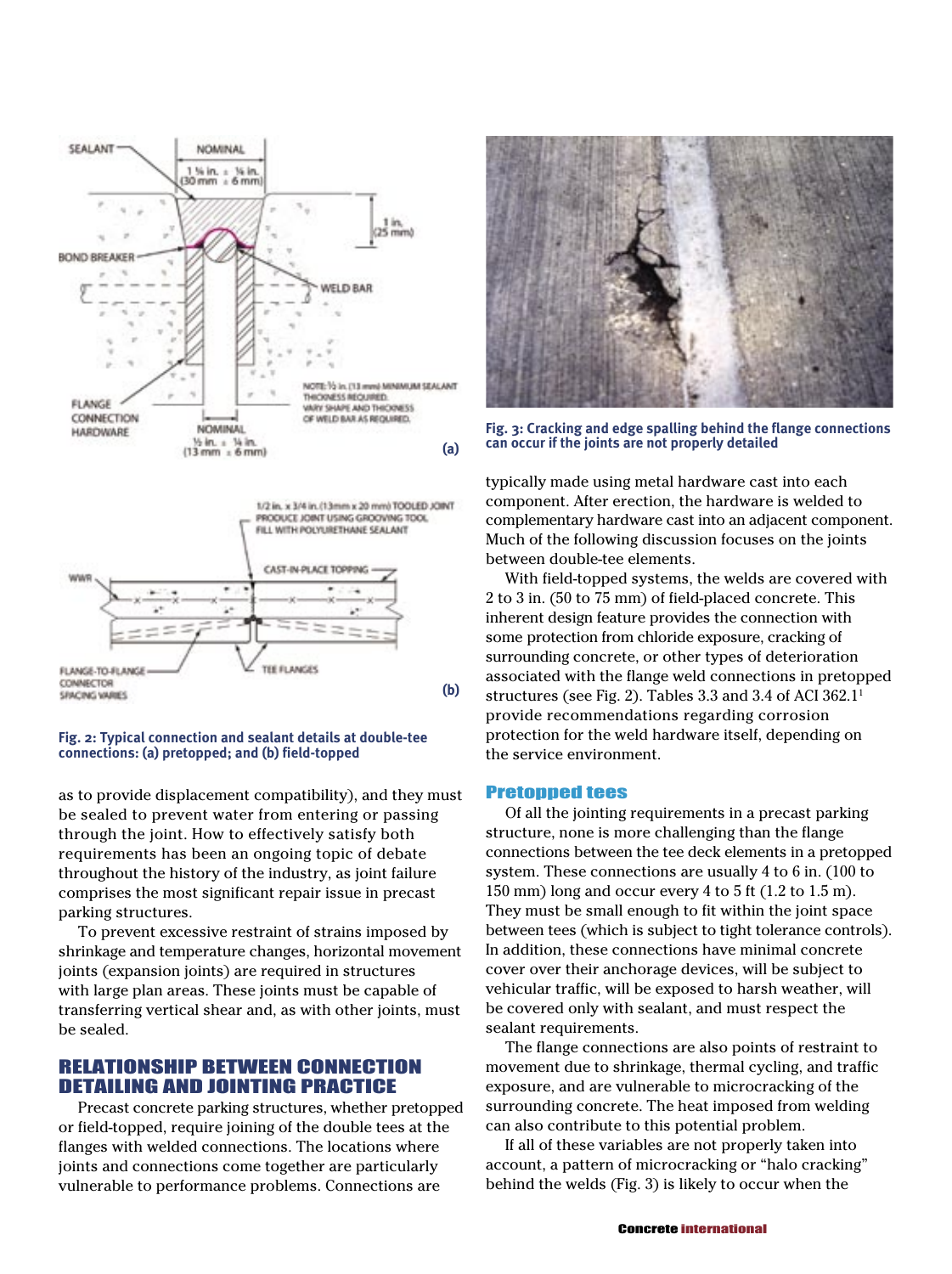Fig. 2: Typical connection and sealant details at double-tee connections: (a) pretopped; and (b) field-topped

as to provide displacement compatibility), and they must be sealed to prevent water from entering or passing through the joint. How to effectively satisfy both requirements has been an ongoing topic of debate throughout the history of the industry, as joint failure comprises the most significant repair issue in precast parking structures.

To prevent excessive restraint of strains imposed by shrinkage and temperature changes, horizontal movement joints (expansion joints) are required in structures with large plan areas. These joints must be capable of transferring vertical shear and, as with other joints, must be sealed.

## RELATIONSHIP BETWEEN CONNECTION DETAILING AND JOINTING PRACTICE

Precast concrete parking structures, whether pretopped or field-topped, require joining of the double tees at the flanges with welded connections. The locations where joints and connections come together are particularly vulnerable to performance problems. Connections are typically made using metal hardware cast into each component. After erection, the hardware is welded to complementary hardware cast into an adjacent component. Much of the following discussion focuses on the joints between double-tee elements.

With field-topped systems, the welds are covered with 2 to 3 in. (50 to 75 mm) of field-placed concrete. This inherent design feature provides the connection with some protection from chloride exposure, cracking of surrounding concrete, or other types of deterioration associated with the flange weld connections in pretopped structures (see Fig. 2). Tables 3.3 and 3.4 of ACI 362.1[1] provide recommendations regarding corrosion protection for the weld hardware itself, depending on the service environment.

Fig. 3: Cracking and edge spalling behind the flange connections can occur if the joints are not properly detailed

### Pretopped tees

Of all the jointing requirements in a precast parking structure, none is more challenging than the flange connections between the tee deck elements in a pretopped system. These connections are usually 4 to 6 in. (100 to 150 mm) long and occur every 4 to 5 ft (1.2 to 1.5 m). They must be small enough to fit within the joint space between tees (which is subject to tight tolerance controls). In addition, these connections have minimal concrete cover over their anchorage devices, will be subject to vehicular traffic, will be exposed to harsh weather, will be covered only with sealant, and must respect the sealant requirements.

The flange connections are also points of restraint to movement due to shrinkage, thermal cycling, and traffic exposure, and are vulnerable to microcracking of the surrounding concrete. The heat imposed from welding can also contribute to this potential problem.

If all of these variables are not properly taken into account, a pattern of microcracking or "halo cracking" behind the welds (Fig. 3) is likely to occur when the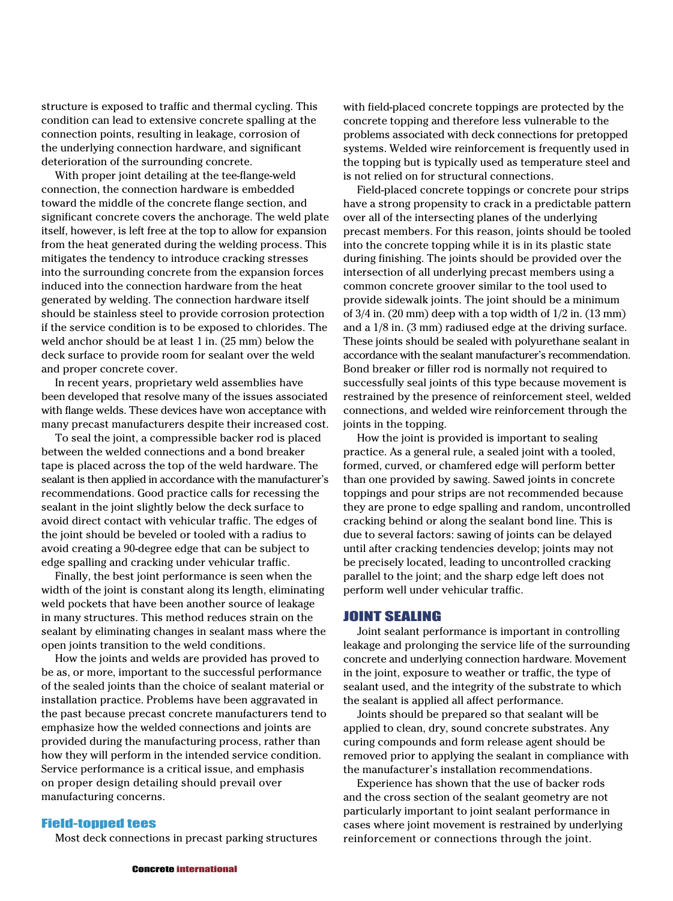structure is exposed to traffic and thermal cycling. This condition can lead to extensive concrete spalling at the connection points, resulting in leakage, corrosion of the underlying connection hardware, and significant deterioration of the surrounding concrete.

With proper joint detailing at the tee-flange-weld connection, the connection hardware is embedded toward the middle of the concrete flange section, and significant concrete covers the anchorage. The weld plate itself, however, is left free at the top to allow for expansion from the heat generated during the welding process. This mitigates the tendency to introduce cracking stresses into the surrounding concrete from the expansion forces induced into the connection hardware from the heat generated by welding. The connection hardware itself should be stainless steel to provide corrosion protection if the service condition is to be exposed to chlorides. The weld anchor should be at least 1 in. (25 mm) below the deck surface to provide room for sealant over the weld and proper concrete cover.

In recent years, proprietary weld assemblies have been developed that resolve many of the issues associated with flange welds. These devices have won acceptance with many precast manufacturers despite their increased cost.

To seal the joint, a compressible backer rod is placed between the welded connections and a bond breaker tape is placed across the top of the weld hardware. The sealant is then applied in accordance with the manufacturer's recommendations. Good practice calls for recessing the sealant in the joint slightly below the deck surface to avoid direct contact with vehicular traffic. The edges of the joint should be beveled or tooled with a radius to avoid creating a 90-degree edge that can be subject to edge spalling and cracking under vehicular traffic.

Finally, the best joint performance is seen when the width of the joint is constant along its length, eliminating weld pockets that have been another source of leakage in many structures. This method reduces strain on the sealant by eliminating changes in sealant mass where the open joints transition to the weld conditions.

How the joints and welds are provided has proved to be as, or more, important to the successful performance of the sealed joints than the choice of sealant material or installation practice. Problems have been aggravated in the past because precast concrete manufacturers tend to emphasize how the welded connections and joints are provided during the manufacturing process, rather than how they will perform in the intended service condition. Service performance is a critical issue, and emphasis on proper design detailing should prevail over manufacturing concerns.

### Field-topped tees

Most deck connections in precast parking structures with field-placed concrete toppings are protected by the concrete topping and therefore less vulnerable to the problems associated with deck connections for pretopped systems. Welded wire reinforcement is frequently used in the topping but is typically used as temperature steel and is not relied on for structural connections.

Field-placed concrete toppings or concrete pour strips have a strong propensity to crack in a predictable pattern over all of the intersecting planes of the underlying precast members. For this reason, joints should be tooled into the concrete topping while it is in its plastic state during finishing. The joints should be provided over the intersection of all underlying precast members using a common concrete groover similar to the tool used to provide sidewalk joints. The joint should be a minimum of 3/4 in. (20 mm) deep with a top width of 1/2 in. (13 mm) and a 1/8 in. (3 mm) radiused edge at the driving surface. These joints should be sealed with polyurethane sealant in accordance with the sealant manufacturer's recommendation. Bond breaker or filler rod is normally not required to successfully seal joints of this type because movement is restrained by the presence of reinforcement steel, welded connections, and welded wire reinforcement through the joints in the topping.

How the joint is provided is important to sealing practice. As a general rule, a sealed joint with a tooled, formed, curved, or chamfered edge will perform better than one provided by sawing. Sawed joints in concrete toppings and pour strips are not recommended because they are prone to edge spalling and random, uncontrolled cracking behind or along the sealant bond line. This is due to several factors: sawing of joints can be delayed until after cracking tendencies develop; joints may not be precisely located, leading to uncontrolled cracking parallel to the joint; and the sharp edge left does not perform well under vehicular traffic.

## JOINT SEALING

Joint sealant performance is important in controlling leakage and prolonging the service life of the surrounding concrete and underlying connection hardware. Movement in the joint, exposure to weather or traffic, the type of sealant used, and the integrity of the substrate to which the sealant is applied all affect performance.

Joints should be prepared so that sealant will be applied to clean, dry, sound concrete substrates. Any curing compounds and form release agent should be removed prior to applying the sealant in compliance with the manufacturer's installation recommendations.

Experience has shown that the use of backer rods and the cross section of the sealant geometry are not particularly important to joint sealant performance in cases where joint movement is restrained by underlying reinforcement or connections through the joint.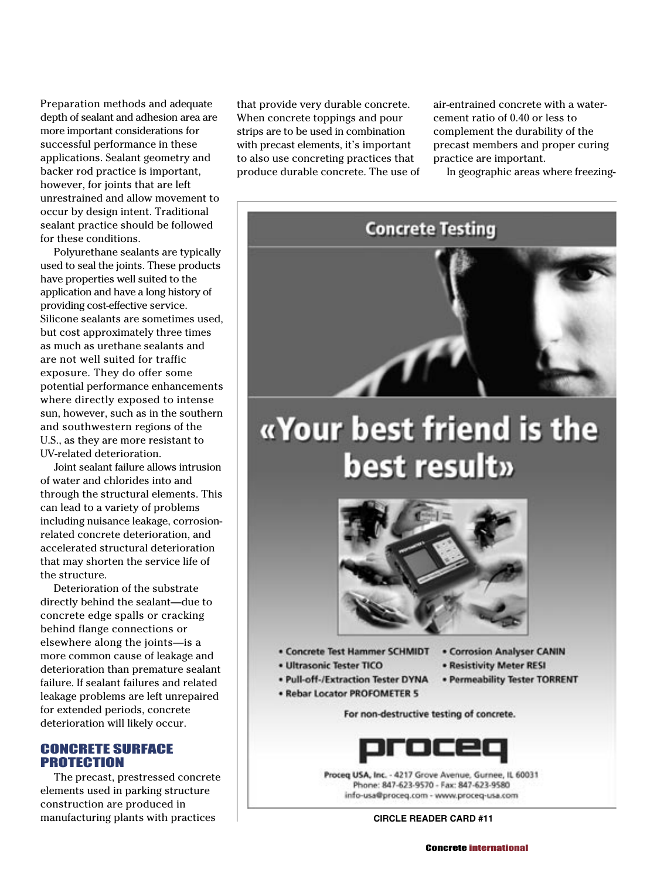Preparation methods and adequate depth of sealant and adhesion area are more important considerations for successful performance in these applications. Sealant geometry and backer rod practice is important, however, for joints that are left unrestrained and allow movement to occur by design intent. Traditional sealant practice should be followed for these conditions.

Polyurethane sealants are typically used to seal the joints. These products have properties well suited to the application and have a long history of providing cost-effective service. Silicone sealants are sometimes used, but cost approximately three times as much as urethane sealants and are not well suited for traffic exposure. They do offer some potential performance enhancements where directly exposed to intense sun, however, such as in the southern and southwestern regions of the U.S., as they are more resistant to UV-related deterioration.

Joint sealant failure allows intrusion of water and chlorides into and through the structural elements. This can lead to a variety of problems including nuisance leakage, corrosion-related concrete deterioration, and accelerated structural deterioration that may shorten the service life of the structure.

Deterioration of the substrate directly behind the sealant—due to concrete edge spalls or cracking behind flange connections or elsewhere along the joints—is a more common cause of leakage and deterioration than premature sealant failure. If sealant failures and related leakage problems are left unrepaired for extended periods, concrete deterioration will likely occur.

## CONCRETE SURFACE PROTECTION

The precast, prestressed concrete elements used in parking structure construction are produced in manufacturing plants with practices that provide very durable concrete. When concrete toppings and pour strips are to be used in combination with precast elements, it's important to also use concreting practices that produce durable concrete. The use of air-entrained concrete with a water-cement ratio of 0.40 or less to complement the durability of the precast members and proper curing practice are important.

In geographic areas where freezing-

**Concrete Testing**

**«Your best friend is the best result»**

- Concrete Test Hammer SCHMIDT
- Ultrasonic Tester TICO
- Pull-off-/Extraction Tester DYNA
- Rebar Locator PROFOMETER 5
- Corrosion Analyser CANIN
- Resistivity Meter RESI
- Permeability Tester TORRENT

For non-destructive testing of concrete.

**proceq**

Proceq USA, Inc. - 4217 Grove Avenue, Gurnee, IL 60031
Phone: 847-623-9570 - Fax: 847-623-9580
info-usa@proceq.com - www.proceq-usa.com

CIRCLE READER CARD #11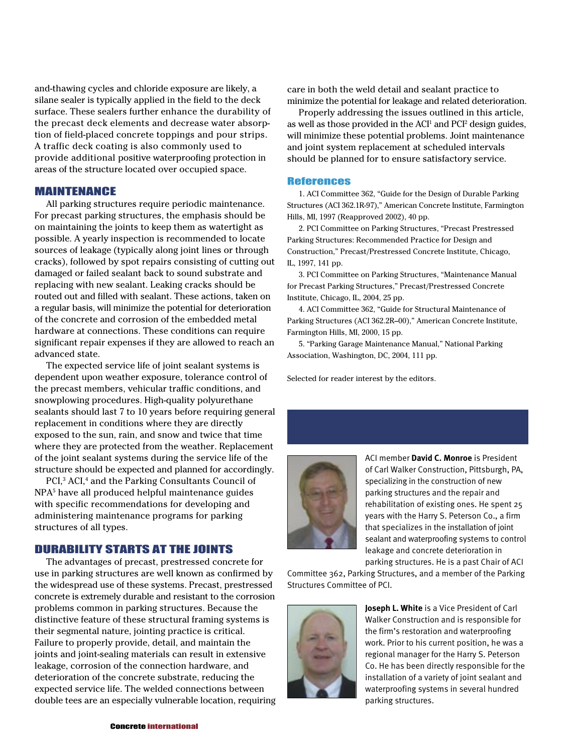and-thawing cycles and chloride exposure are likely, a silane sealer is typically applied in the field to the deck surface. These sealers further enhance the durability of the precast deck elements and decrease water absorption of field-placed concrete toppings and pour strips. A traffic deck coating is also commonly used to provide additional positive waterproofing protection in areas of the structure located over occupied space.

## MAINTENANCE

All parking structures require periodic maintenance. For precast parking structures, the emphasis should be on maintaining the joints to keep them as watertight as possible. A yearly inspection is recommended to locate sources of leakage (typically along joint lines or through cracks), followed by spot repairs consisting of cutting out damaged or failed sealant back to sound substrate and replacing with new sealant. Leaking cracks should be routed out and filled with sealant. These actions, taken on a regular basis, will minimize the potential for deterioration of the concrete and corrosion of the embedded metal hardware at connections. These conditions can require significant repair expenses if they are allowed to reach an advanced state.

The expected service life of joint sealant systems is dependent upon weather exposure, tolerance control of the precast members, vehicular traffic conditions, and snowplowing procedures. High-quality polyurethane sealants should last 7 to 10 years before requiring general replacement in conditions where they are directly exposed to the sun, rain, and snow and twice that time where they are protected from the weather. Replacement of the joint sealant systems during the service life of the structure should be expected and planned for accordingly.

PCI,[3] ACI,[4] and the Parking Consultants Council of NPA[5] have all produced helpful maintenance guides with specific recommendations for developing and administering maintenance programs for parking structures of all types.

## DURABILITY STARTS AT THE JOINTS

The advantages of precast, prestressed concrete for use in parking structures are well known as confirmed by the widespread use of these systems. Precast, prestressed concrete is extremely durable and resistant to the corrosion problems common in parking structures. Because the distinctive feature of these structural framing systems is their segmental nature, jointing practice is critical. Failure to properly provide, detail, and maintain the joints and joint-sealing materials can result in extensive leakage, corrosion of the connection hardware, and deterioration of the concrete substrate, reducing the expected service life. The welded connections between double tees are an especially vulnerable location, requiring care in both the weld detail and sealant practice to minimize the potential for leakage and related deterioration.

Properly addressing the issues outlined in this article, as well as those provided in the ACI[1] and PCI[2] design guides, will minimize these potential problems. Joint maintenance and joint system replacement at scheduled intervals should be planned for to ensure satisfactory service.

## References

1. ACI Committee 362, "Guide for the Design of Durable Parking Structures (ACI 362.1R-97)," American Concrete Institute, Farmington Hills, MI, 1997 (Reapproved 2002), 40 pp.
2. PCI Committee on Parking Structures, "Precast Prestressed Parking Structures: Recommended Practice for Design and Construction," Precast/Prestressed Concrete Institute, Chicago, IL, 1997, 141 pp.
3. PCI Committee on Parking Structures, "Maintenance Manual for Precast Parking Structures," Precast/Prestressed Concrete Institute, Chicago, IL, 2004, 25 pp.
4. ACI Committee 362, "Guide for Structural Maintenance of Parking Structures (ACI 362.2R–00)," American Concrete Institute, Farmington Hills, MI, 2000, 15 pp.
5. "Parking Garage Maintenance Manual," National Parking Association, Washington, DC, 2004, 111 pp.

Selected for reader interest by the editors.

ACI member **David C. Monroe** is President of Carl Walker Construction, Pittsburgh, PA, specializing in the construction of new parking structures and the repair and rehabilitation of existing ones. He spent 25 years with the Harry S. Peterson Co., a firm that specializes in the installation of joint sealant and waterproofing systems to control leakage and concrete deterioration in parking structures. He is a past Chair of ACI Committee 362, Parking Structures, and a member of the Parking Structures Committee of PCI.

**Joseph L. White** is a Vice President of Carl Walker Construction and is responsible for the firm's restoration and waterproofing work. Prior to his current position, he was a regional manager for the Harry S. Peterson Co. He has been directly responsible for the installation of a variety of joint sealant and waterproofing systems in several hundred parking structures.